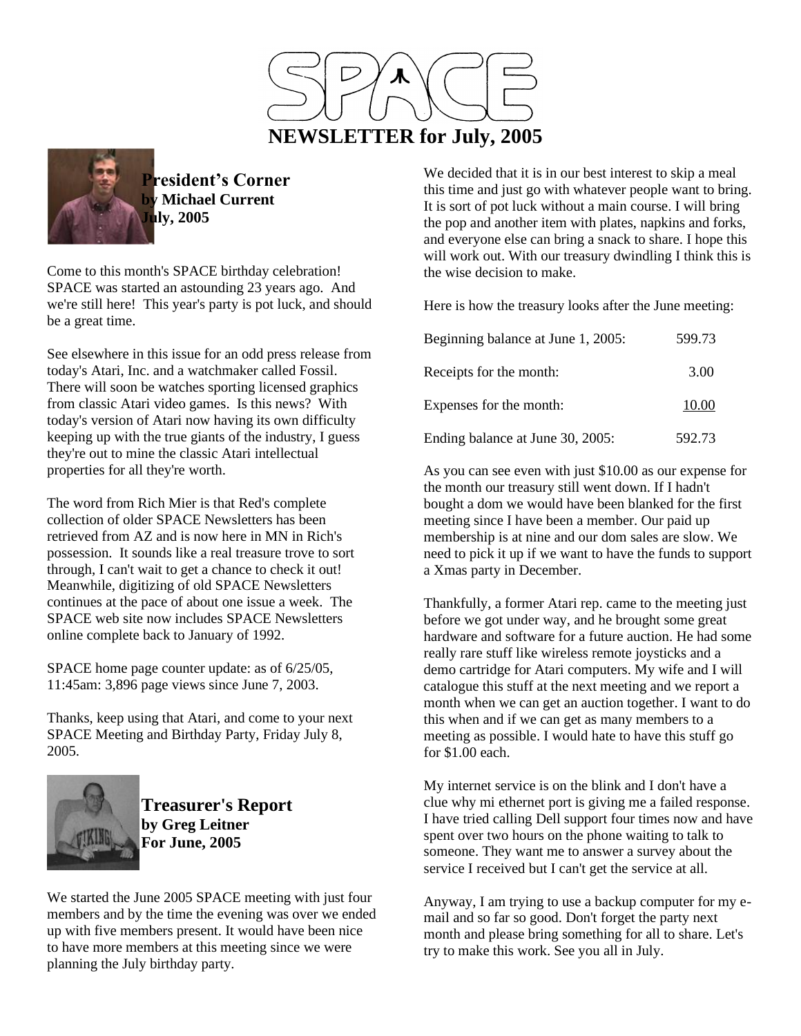# SPACE

# NEWSLETTER for July, 2005

## President's Corner
**by Michael Current**
**July, 2005**

Come to this month's SPACE birthday celebration! SPACE was started an astounding 23 years ago. And we're still here! This year's party is pot luck, and should be a great time.

See elsewhere in this issue for an odd press release from today's Atari, Inc. and a watchmaker called Fossil. There will soon be watches sporting licensed graphics from classic Atari video games. Is this news? With today's version of Atari now having its own difficulty keeping up with the true giants of the industry, I guess they're out to mine the classic Atari intellectual properties for all they're worth.

The word from Rich Mier is that Red's complete collection of older SPACE Newsletters has been retrieved from AZ and is now here in MN in Rich's possession. It sounds like a real treasure trove to sort through, I can't wait to get a chance to check it out! Meanwhile, digitizing of old SPACE Newsletters continues at the pace of about one issue a week. The SPACE web site now includes SPACE Newsletters online complete back to January of 1992.

SPACE home page counter update: as of 6/25/05, 11:45am: 3,896 page views since June 7, 2003.

Thanks, keep using that Atari, and come to your next SPACE Meeting and Birthday Party, Friday July 8, 2005.

## Treasurer's Report
**by Greg Leitner**
**For June, 2005**

We started the June 2005 SPACE meeting with just four members and by the time the evening was over we ended up with five members present. It would have been nice to have more members at this meeting since we were planning the July birthday party.

We decided that it is in our best interest to skip a meal this time and just go with whatever people want to bring. It is sort of pot luck without a main course. I will bring the pop and another item with plates, napkins and forks, and everyone else can bring a snack to share. I hope this will work out. With our treasury dwindling I think this is the wise decision to make.

Here is how the treasury looks after the June meeting:

| | |
|---|---|
| Beginning balance at June 1, 2005: | 599.73 |
| Receipts for the month: | 3.00 |
| Expenses for the month: | 10.00 |
| Ending balance at June 30, 2005: | 592.73 |

As you can see even with just $10.00 as our expense for the month our treasury still went down. If I hadn't bought a dom we would have been blanked for the first meeting since I have been a member. Our paid up membership is at nine and our dom sales are slow. We need to pick it up if we want to have the funds to support a Xmas party in December.

Thankfully, a former Atari rep. came to the meeting just before we got under way, and he brought some great hardware and software for a future auction. He had some really rare stuff like wireless remote joysticks and a demo cartridge for Atari computers. My wife and I will catalogue this stuff at the next meeting and we report a month when we can get an auction together. I want to do this when and if we can get as many members to a meeting as possible. I would hate to have this stuff go for $1.00 each.

My internet service is on the blink and I don't have a clue why mi ethernet port is giving me a failed response. I have tried calling Dell support four times now and have spent over two hours on the phone waiting to talk to someone. They want me to answer a survey about the service I received but I can't get the service at all.

Anyway, I am trying to use a backup computer for my e-mail and so far so good. Don't forget the party next month and please bring something for all to share. Let's try to make this work. See you all in July.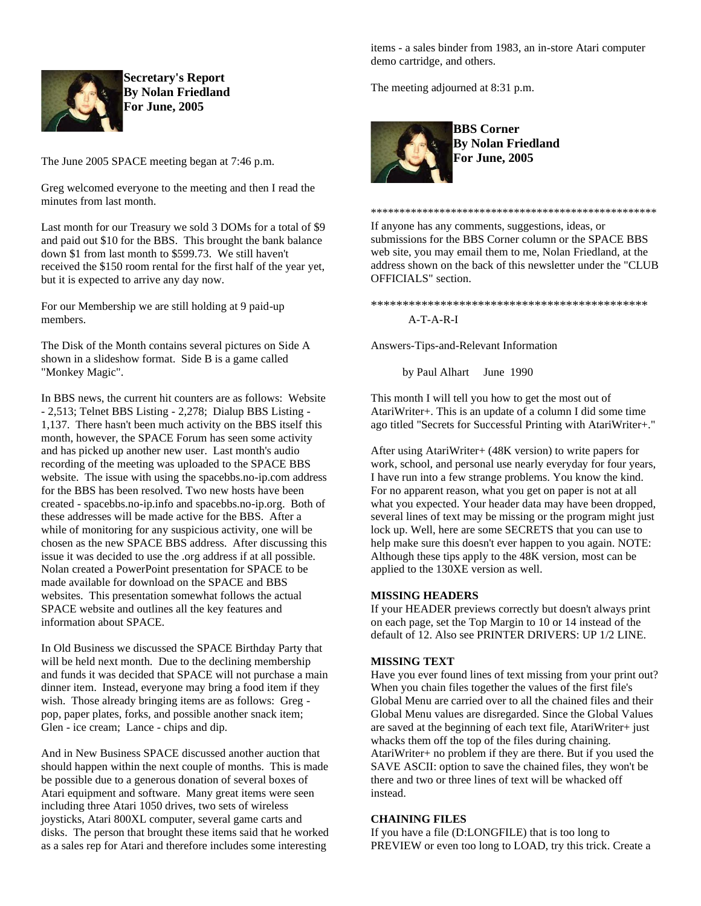**Secretary's Report**
**By Nolan Friedland**
**For June, 2005**

The June 2005 SPACE meeting began at 7:46 p.m.

Greg welcomed everyone to the meeting and then I read the minutes from last month.

Last month for our Treasury we sold 3 DOMs for a total of $9 and paid out $10 for the BBS. This brought the bank balance down $1 from last month to $599.73. We still haven't received the $150 room rental for the first half of the year yet, but it is expected to arrive any day now.

For our Membership we are still holding at 9 paid-up members.

The Disk of the Month contains several pictures on Side A shown in a slideshow format. Side B is a game called "Monkey Magic".

In BBS news, the current hit counters are as follows: Website - 2,513; Telnet BBS Listing - 2,278; Dialup BBS Listing - 1,137. There hasn't been much activity on the BBS itself this month, however, the SPACE Forum has seen some activity and has picked up another new user. Last month's audio recording of the meeting was uploaded to the SPACE BBS website. The issue with using the spacebbs.no-ip.com address for the BBS has been resolved. Two new hosts have been created - spacebbs.no-ip.info and spacebbs.no-ip.org. Both of these addresses will be made active for the BBS. After a while of monitoring for any suspicious activity, one will be chosen as the new SPACE BBS address. After discussing this issue it was decided to use the .org address if at all possible. Nolan created a PowerPoint presentation for SPACE to be made available for download on the SPACE and BBS websites. This presentation somewhat follows the actual SPACE website and outlines all the key features and information about SPACE.

In Old Business we discussed the SPACE Birthday Party that will be held next month. Due to the declining membership and funds it was decided that SPACE will not purchase a main dinner item. Instead, everyone may bring a food item if they wish. Those already bringing items are as follows: Greg - pop, paper plates, forks, and possible another snack item; Glen - ice cream; Lance - chips and dip.

And in New Business SPACE discussed another auction that should happen within the next couple of months. This is made be possible due to a generous donation of several boxes of Atari equipment and software. Many great items were seen including three Atari 1050 drives, two sets of wireless joysticks, Atari 800XL computer, several game carts and disks. The person that brought these items said that he worked as a sales rep for Atari and therefore includes some interesting items - a sales binder from 1983, an in-store Atari computer demo cartridge, and others.

The meeting adjourned at 8:31 p.m.

**BBS Corner**
**By Nolan Friedland**
**For June, 2005**

**************************************************

If anyone has any comments, suggestions, ideas, or submissions for the BBS Corner column or the SPACE BBS web site, you may email them to me, Nolan Friedland, at the address shown on the back of this newsletter under the "CLUB OFFICIALS" section.

**********************************************

A-T-A-R-I

Answers-Tips-and-Relevant Information

by Paul Alhart June 1990

This month I will tell you how to get the most out of AtariWriter+. This is an update of a column I did some time ago titled "Secrets for Successful Printing with AtariWriter+."

After using AtariWriter+ (48K version) to write papers for work, school, and personal use nearly everyday for four years, I have run into a few strange problems. You know the kind. For no apparent reason, what you get on paper is not at all what you expected. Your header data may have been dropped, several lines of text may be missing or the program might just lock up. Well, here are some SECRETS that you can use to help make sure this doesn't ever happen to you again. NOTE: Although these tips apply to the 48K version, most can be applied to the 130XE version as well.

**MISSING HEADERS**
If your HEADER previews correctly but doesn't always print on each page, set the Top Margin to 10 or 14 instead of the default of 12. Also see PRINTER DRIVERS: UP 1/2 LINE.

**MISSING TEXT**
Have you ever found lines of text missing from your print out? When you chain files together the values of the first file's Global Menu are carried over to all the chained files and their Global Menu values are disregarded. Since the Global Values are saved at the beginning of each text file, AtariWriter+ just whacks them off the top of the files during chaining. AtariWriter+ no problem if they are there. But if you used the SAVE ASCII: option to save the chained files, they won't be there and two or three lines of text will be whacked off instead.

**CHAINING FILES**
If you have a file (D:LONGFILE) that is too long to PREVIEW or even too long to LOAD, try this trick. Create a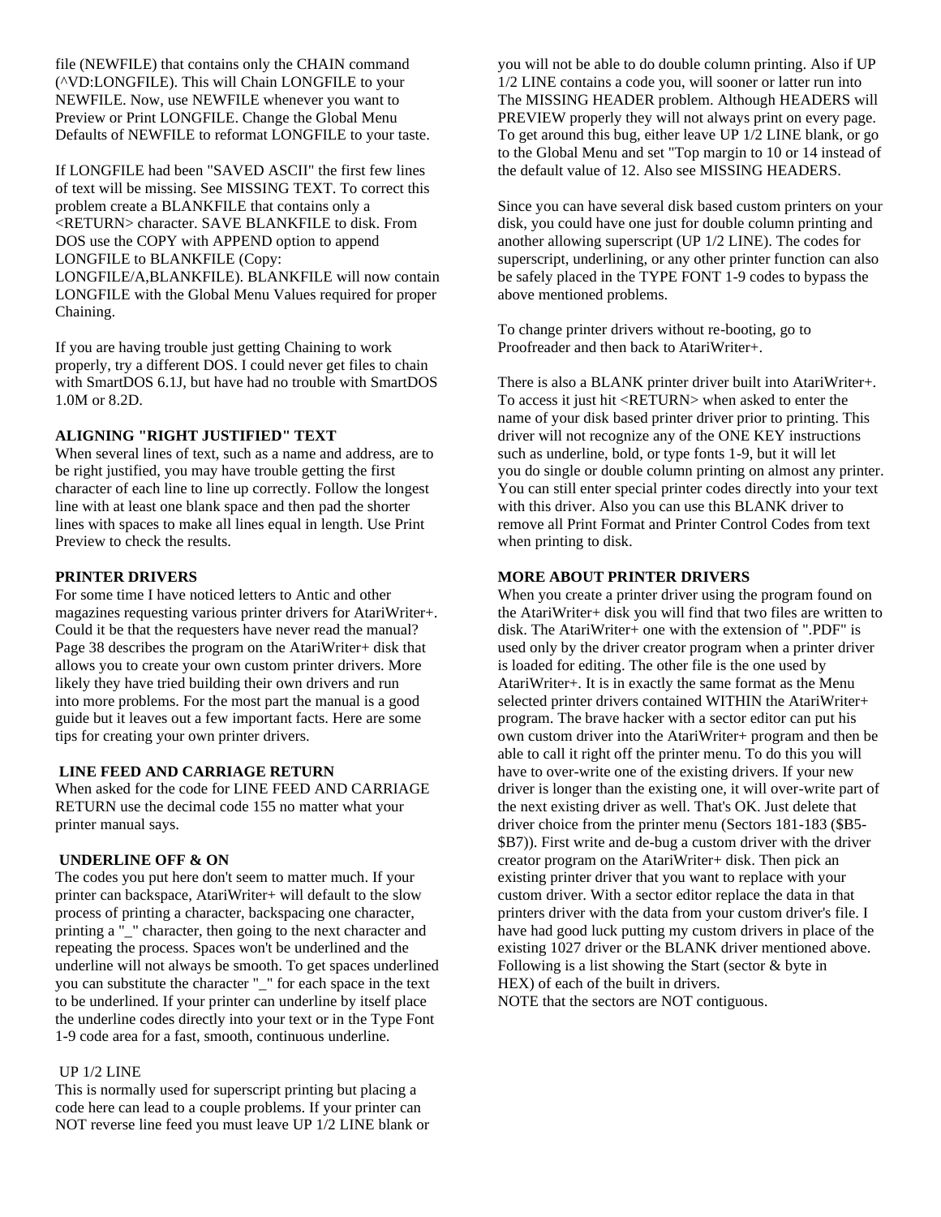file (NEWFILE) that contains only the CHAIN command (^VD:LONGFILE). This will Chain LONGFILE to your NEWFILE. Now, use NEWFILE whenever you want to Preview or Print LONGFILE. Change the Global Menu Defaults of NEWFILE to reformat LONGFILE to your taste.

If LONGFILE had been "SAVED ASCII" the first few lines of text will be missing. See MISSING TEXT. To correct this problem create a BLANKFILE that contains only a <RETURN> character. SAVE BLANKFILE to disk. From DOS use the COPY with APPEND option to append LONGFILE to BLANKFILE (Copy: LONGFILE/A,BLANKFILE). BLANKFILE will now contain LONGFILE with the Global Menu Values required for proper Chaining.

If you are having trouble just getting Chaining to work properly, try a different DOS. I could never get files to chain with SmartDOS 6.1J, but have had no trouble with SmartDOS 1.0M or 8.2D.

**ALIGNING "RIGHT JUSTIFIED" TEXT**

When several lines of text, such as a name and address, are to be right justified, you may have trouble getting the first character of each line to line up correctly. Follow the longest line with at least one blank space and then pad the shorter lines with spaces to make all lines equal in length. Use Print Preview to check the results.

**PRINTER DRIVERS**

For some time I have noticed letters to Antic and other magazines requesting various printer drivers for AtariWriter+. Could it be that the requesters have never read the manual? Page 38 describes the program on the AtariWriter+ disk that allows you to create your own custom printer drivers. More likely they have tried building their own drivers and run into more problems. For the most part the manual is a good guide but it leaves out a few important facts. Here are some tips for creating your own printer drivers.

**LINE FEED AND CARRIAGE RETURN**

When asked for the code for LINE FEED AND CARRIAGE RETURN use the decimal code 155 no matter what your printer manual says.

**UNDERLINE OFF & ON**

The codes you put here don't seem to matter much. If your printer can backspace, AtariWriter+ will default to the slow process of printing a character, backspacing one character, printing a "_" character, then going to the next character and repeating the process. Spaces won't be underlined and the underline will not always be smooth. To get spaces underlined you can substitute the character "_" for each space in the text to be underlined. If your printer can underline by itself place the underline codes directly into your text or in the Type Font 1-9 code area for a fast, smooth, continuous underline.

UP 1/2 LINE

This is normally used for superscript printing but placing a code here can lead to a couple problems. If your printer can NOT reverse line feed you must leave UP 1/2 LINE blank or you will not be able to do double column printing. Also if UP 1/2 LINE contains a code you, will sooner or latter run into The MISSING HEADER problem. Although HEADERS will PREVIEW properly they will not always print on every page. To get around this bug, either leave UP 1/2 LINE blank, or go to the Global Menu and set "Top margin to 10 or 14 instead of the default value of 12. Also see MISSING HEADERS.

Since you can have several disk based custom printers on your disk, you could have one just for double column printing and another allowing superscript (UP 1/2 LINE). The codes for superscript, underlining, or any other printer function can also be safely placed in the TYPE FONT 1-9 codes to bypass the above mentioned problems.

To change printer drivers without re-booting, go to Proofreader and then back to AtariWriter+.

There is also a BLANK printer driver built into AtariWriter+. To access it just hit <RETURN> when asked to enter the name of your disk based printer driver prior to printing. This driver will not recognize any of the ONE KEY instructions such as underline, bold, or type fonts 1-9, but it will let you do single or double column printing on almost any printer. You can still enter special printer codes directly into your text with this driver. Also you can use this BLANK driver to remove all Print Format and Printer Control Codes from text when printing to disk.

**MORE ABOUT PRINTER DRIVERS**

When you create a printer driver using the program found on the AtariWriter+ disk you will find that two files are written to disk. The AtariWriter+ one with the extension of ".PDF" is used only by the driver creator program when a printer driver is loaded for editing. The other file is the one used by AtariWriter+. It is in exactly the same format as the Menu selected printer drivers contained WITHIN the AtariWriter+ program. The brave hacker with a sector editor can put his own custom driver into the AtariWriter+ program and then be able to call it right off the printer menu. To do this you will have to over-write one of the existing drivers. If your new driver is longer than the existing one, it will over-write part of the next existing driver as well. That's OK. Just delete that driver choice from the printer menu (Sectors 181-183 ($B5-$B7)). First write and de-bug a custom driver with the driver creator program on the AtariWriter+ disk. Then pick an existing printer driver that you want to replace with your custom driver. With a sector editor replace the data in that printers driver with the data from your custom driver's file. I have had good luck putting my custom drivers in place of the existing 1027 driver or the BLANK driver mentioned above. Following is a list showing the Start (sector & byte in HEX) of each of the built in drivers.

NOTE that the sectors are NOT contiguous.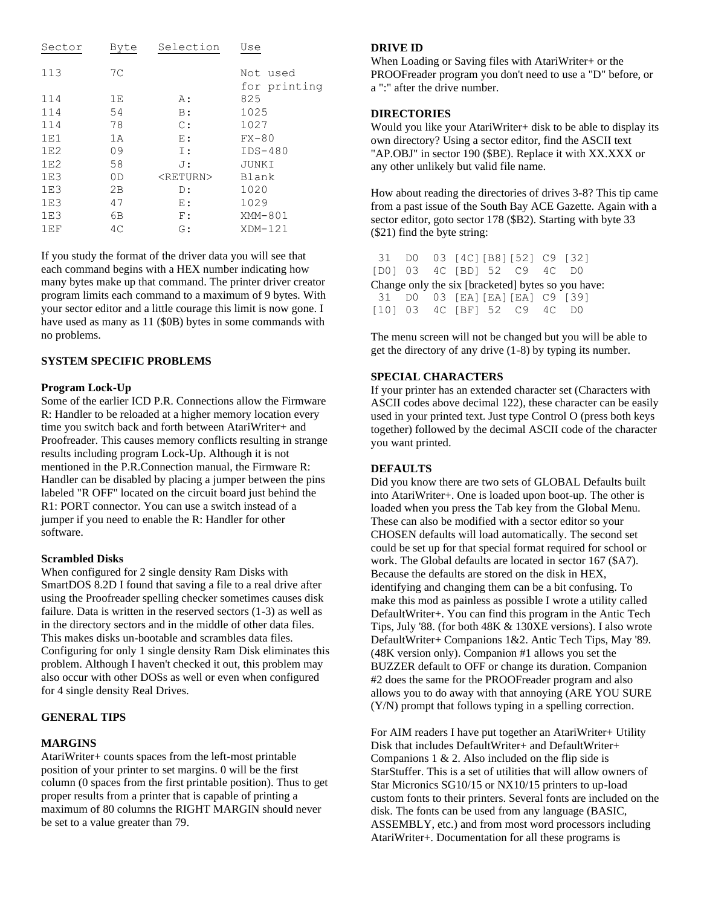| Sector | Byte | Selection | Use |
|---|---|---|---|
| 113 | 7C | | Not used for printing |
| 114 | 1E | A: | 825 |
| 114 | 54 | B: | 1025 |
| 114 | 78 | C: | 1027 |
| 1E1 | 1A | E: | FX-80 |
| 1E2 | 09 | I: | IDS-480 |
| 1E2 | 58 | J: | JUNKI |
| 1E3 | 0D | <RETURN> | Blank |
| 1E3 | 2B | D: | 1020 |
| 1E3 | 47 | E: | 1029 |
| 1E3 | 6B | F: | XMM-801 |
| 1EF | 4C | G: | XDM-121 |

If you study the format of the driver data you will see that each command begins with a HEX number indicating how many bytes make up that command. The printer driver creator program limits each command to a maximum of 9 bytes. With your sector editor and a little courage this limit is now gone. I have used as many as 11 ($0B) bytes in some commands with no problems.

## SYSTEM SPECIFIC PROBLEMS

### Program Lock-Up

Some of the earlier ICD P.R. Connections allow the Firmware R: Handler to be reloaded at a higher memory location every time you switch back and forth between AtariWriter+ and Proofreader. This causes memory conflicts resulting in strange results including program Lock-Up. Although it is not mentioned in the P.R.Connection manual, the Firmware R: Handler can be disabled by placing a jumper between the pins labeled "R OFF" located on the circuit board just behind the R1: PORT connector. You can use a switch instead of a jumper if you need to enable the R: Handler for other software.

### Scrambled Disks

When configured for 2 single density Ram Disks with SmartDOS 8.2D I found that saving a file to a real drive after using the Proofreader spelling checker sometimes causes disk failure. Data is written in the reserved sectors (1-3) as well as in the directory sectors and in the middle of other data files. This makes disks un-bootable and scrambles data files. Configuring for only 1 single density Ram Disk eliminates this problem. Although I haven't checked it out, this problem may also occur with other DOSs as well or even when configured for 4 single density Real Drives.

## GENERAL TIPS

### MARGINS

AtariWriter+ counts spaces from the left-most printable position of your printer to set margins. 0 will be the first column (0 spaces from the first printable position). Thus to get proper results from a printer that is capable of printing a maximum of 80 columns the RIGHT MARGIN should never be set to a value greater than 79.

### DRIVE ID

When Loading or Saving files with AtariWriter+ or the PROOFreader program you don't need to use a "D" before, or a ":" after the drive number.

### DIRECTORIES

Would you like your AtariWriter+ disk to be able to display its own directory? Using a sector editor, find the ASCII text "AP.OBJ" in sector 190 ($BE). Replace it with XX.XXX or any other unlikely but valid file name.

How about reading the directories of drives 3-8? This tip came from a past issue of the South Bay ACE Gazette. Again with a sector editor, goto sector 178 ($B2). Starting with byte 33 ($21) find the byte string:

```
 31  D0  03 [4C][B8][52] C9 [32]
[D0] 03  4C [BD] 52  C9  4C  D0
```

Change only the six [bracketed] bytes so you have:

```
 31  D0  03 [EA][EA][EA] C9 [39]
[10] 03  4C [BF] 52  C9  4C  D0
```

The menu screen will not be changed but you will be able to get the directory of any drive (1-8) by typing its number.

### SPECIAL CHARACTERS

If your printer has an extended character set (Characters with ASCII codes above decimal 122), these character can be easily used in your printed text. Just type Control O (press both keys together) followed by the decimal ASCII code of the character you want printed.

### DEFAULTS

Did you know there are two sets of GLOBAL Defaults built into AtariWriter+. One is loaded upon boot-up. The other is loaded when you press the Tab key from the Global Menu. These can also be modified with a sector editor so your CHOSEN defaults will load automatically. The second set could be set up for that special format required for school or work. The Global defaults are located in sector 167 ($A7). Because the defaults are stored on the disk in HEX, identifying and changing them can be a bit confusing. To make this mod as painless as possible I wrote a utility called DefaultWriter+. You can find this program in the Antic Tech Tips, July '88. (for both 48K & 130XE versions). I also wrote DefaultWriter+ Companions 1&2. Antic Tech Tips, May '89. (48K version only). Companion #1 allows you set the BUZZER default to OFF or change its duration. Companion #2 does the same for the PROOFreader program and also allows you to do away with that annoying (ARE YOU SURE (Y/N) prompt that follows typing in a spelling correction.

For AIM readers I have put together an AtariWriter+ Utility Disk that includes DefaultWriter+ and DefaultWriter+ Companions 1 & 2. Also included on the flip side is StarStuffer. This is a set of utilities that will allow owners of Star Micronics SG10/15 or NX10/15 printers to up-load custom fonts to their printers. Several fonts are included on the disk. The fonts can be used from any language (BASIC, ASSEMBLY, etc.) and from most word processors including AtariWriter+. Documentation for all these programs is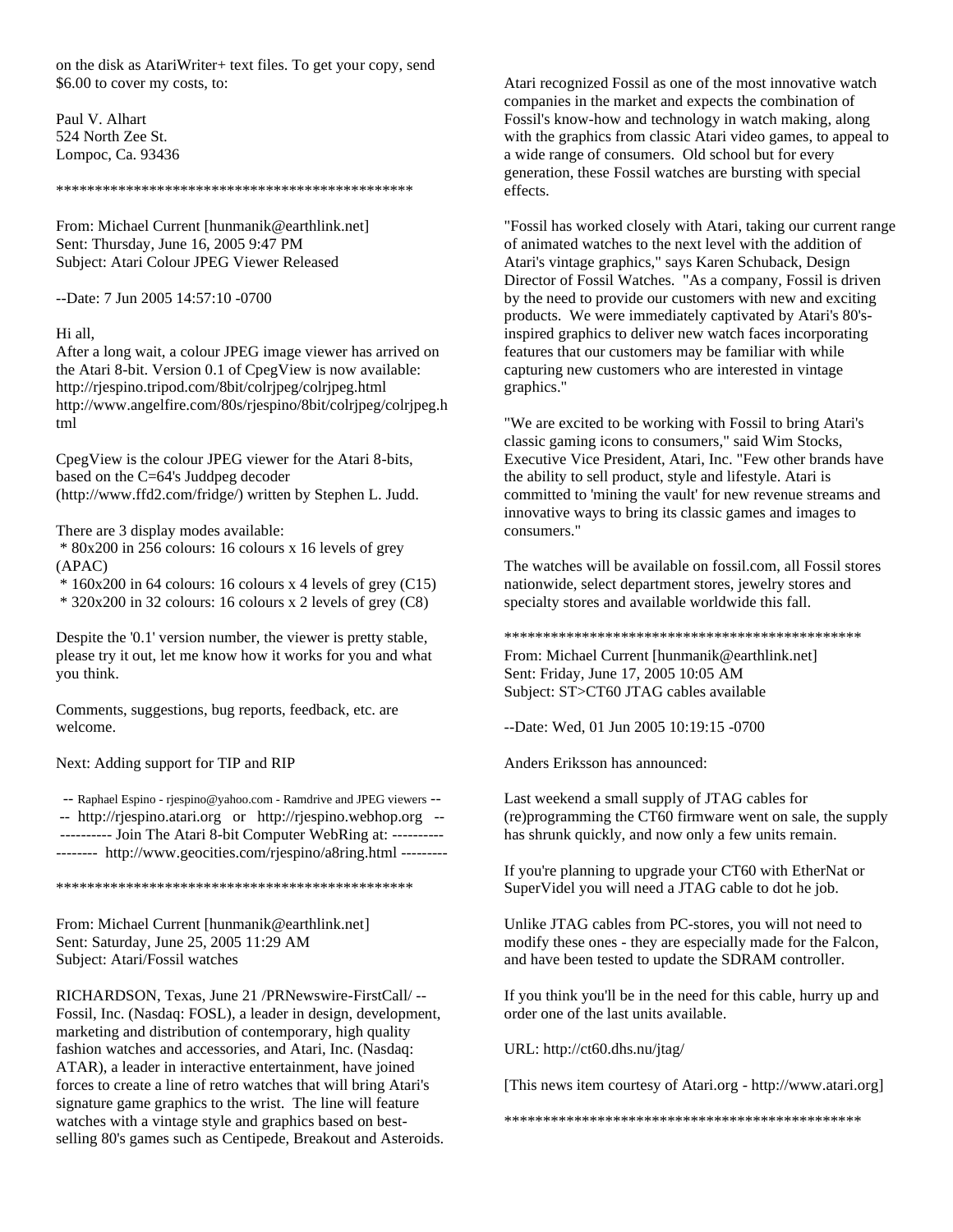on the disk as AtariWriter+ text files. To get your copy, send $6.00 to cover my costs, to:

Paul V. Alhart
524 North Zee St.
Lompoc, Ca. 93436

***********************************************

From: Michael Current [hunmanik@earthlink.net]
Sent: Thursday, June 16, 2005 9:47 PM
Subject: Atari Colour JPEG Viewer Released

--Date: 7 Jun 2005 14:57:10 -0700

Hi all,
After a long wait, a colour JPEG image viewer has arrived on the Atari 8-bit. Version 0.1 of CpegView is now available:
http://rjespino.tripod.com/8bit/colrjpeg/colrjpeg.html
http://www.angelfire.com/80s/rjespino/8bit/colrjpeg/colrjpeg.html

CpegView is the colour JPEG viewer for the Atari 8-bits, based on the C=64's Juddpeg decoder (http://www.ffd2.com/fridge/) written by Stephen L. Judd.

There are 3 display modes available:
 * 80x200 in 256 colours: 16 colours x 16 levels of grey (APAC)
 * 160x200 in 64 colours: 16 colours x 4 levels of grey (C15)
 * 320x200 in 32 colours: 16 colours x 2 levels of grey (C8)

Despite the '0.1' version number, the viewer is pretty stable, please try it out, let me know how it works for you and what you think.

Comments, suggestions, bug reports, feedback, etc. are welcome.

Next: Adding support for TIP and RIP

-- Raphael Espino - rjespino@yahoo.com - Ramdrive and JPEG viewers --
-- http://rjespino.atari.org or http://rjespino.webhop.org --
---------- Join The Atari 8-bit Computer WebRing at: ----------
-------- http://www.geocities.com/rjespino/a8ring.html ---------

***********************************************

From: Michael Current [hunmanik@earthlink.net]
Sent: Saturday, June 25, 2005 11:29 AM
Subject: Atari/Fossil watches

RICHARDSON, Texas, June 21 /PRNewswire-FirstCall/ -- Fossil, Inc. (Nasdaq: FOSL), a leader in design, development, marketing and distribution of contemporary, high quality fashion watches and accessories, and Atari, Inc. (Nasdaq: ATAR), a leader in interactive entertainment, have joined forces to create a line of retro watches that will bring Atari's signature game graphics to the wrist. The line will feature watches with a vintage style and graphics based on best-selling 80's games such as Centipede, Breakout and Asteroids.

Atari recognized Fossil as one of the most innovative watch companies in the market and expects the combination of Fossil's know-how and technology in watch making, along with the graphics from classic Atari video games, to appeal to a wide range of consumers. Old school but for every generation, these Fossil watches are bursting with special effects.

"Fossil has worked closely with Atari, taking our current range of animated watches to the next level with the addition of Atari's vintage graphics," says Karen Schuback, Design Director of Fossil Watches. "As a company, Fossil is driven by the need to provide our customers with new and exciting products. We were immediately captivated by Atari's 80's-inspired graphics to deliver new watch faces incorporating features that our customers may be familiar with while capturing new customers who are interested in vintage graphics."

"We are excited to be working with Fossil to bring Atari's classic gaming icons to consumers," said Wim Stocks, Executive Vice President, Atari, Inc. "Few other brands have the ability to sell product, style and lifestyle. Atari is committed to 'mining the vault' for new revenue streams and innovative ways to bring its classic games and images to consumers."

The watches will be available on fossil.com, all Fossil stores nationwide, select department stores, jewelry stores and specialty stores and available worldwide this fall.

***********************************************

From: Michael Current [hunmanik@earthlink.net]
Sent: Friday, June 17, 2005 10:05 AM
Subject: ST>CT60 JTAG cables available

--Date: Wed, 01 Jun 2005 10:19:15 -0700

Anders Eriksson has announced:

Last weekend a small supply of JTAG cables for (re)programming the CT60 firmware went on sale, the supply has shrunk quickly, and now only a few units remain.

If you're planning to upgrade your CT60 with EtherNat or SuperVidel you will need a JTAG cable to dot he job.

Unlike JTAG cables from PC-stores, you will not need to modify these ones - they are especially made for the Falcon, and have been tested to update the SDRAM controller.

If you think you'll be in the need for this cable, hurry up and order one of the last units available.

URL: http://ct60.dhs.nu/jtag/

[This news item courtesy of Atari.org - http://www.atari.org]

***********************************************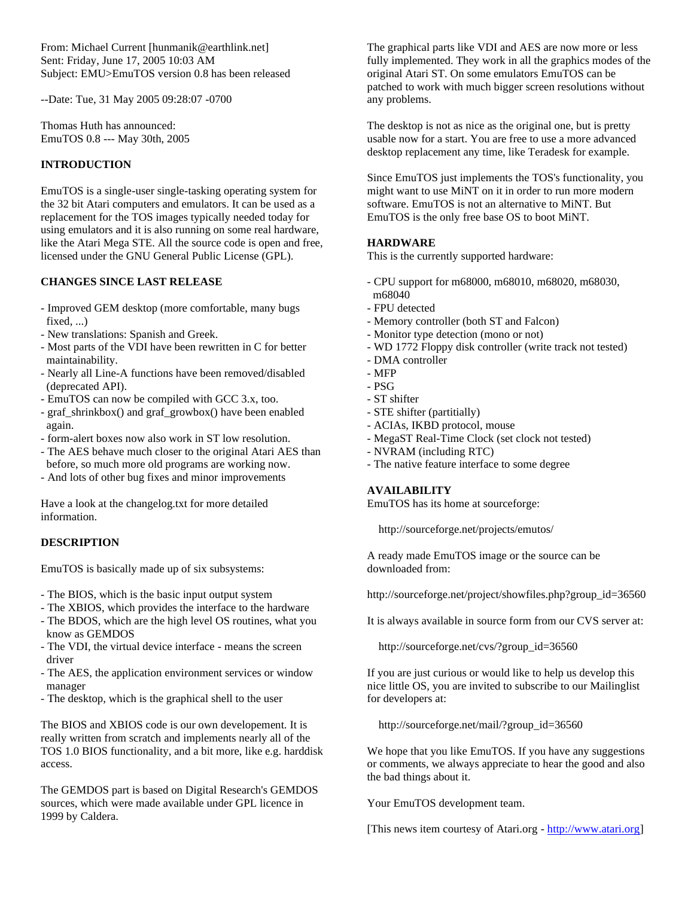From: Michael Current [hunmanik@earthlink.net]
Sent: Friday, June 17, 2005 10:03 AM
Subject: EMU>EmuTOS version 0.8 has been released

--Date: Tue, 31 May 2005 09:28:07 -0700

Thomas Huth has announced:
EmuTOS 0.8 --- May 30th, 2005

**INTRODUCTION**

EmuTOS is a single-user single-tasking operating system for the 32 bit Atari computers and emulators. It can be used as a replacement for the TOS images typically needed today for using emulators and it is also running on some real hardware, like the Atari Mega STE. All the source code is open and free, licensed under the GNU General Public License (GPL).

**CHANGES SINCE LAST RELEASE**

- Improved GEM desktop (more comfortable, many bugs fixed, ...)
- New translations: Spanish and Greek.
- Most parts of the VDI have been rewritten in C for better maintainability.
- Nearly all Line-A functions have been removed/disabled (deprecated API).
- EmuTOS can now be compiled with GCC 3.x, too.
- graf_shrinkbox() and graf_growbox() have been enabled again.
- form-alert boxes now also work in ST low resolution.
- The AES behave much closer to the original Atari AES than before, so much more old programs are working now.
- And lots of other bug fixes and minor improvements

Have a look at the changelog.txt for more detailed information.

**DESCRIPTION**

EmuTOS is basically made up of six subsystems:

- The BIOS, which is the basic input output system
- The XBIOS, which provides the interface to the hardware
- The BDOS, which are the high level OS routines, what you know as GEMDOS
- The VDI, the virtual device interface - means the screen driver
- The AES, the application environment services or window manager
- The desktop, which is the graphical shell to the user

The BIOS and XBIOS code is our own developement. It is really written from scratch and implements nearly all of the TOS 1.0 BIOS functionality, and a bit more, like e.g. harddisk access.

The GEMDOS part is based on Digital Research's GEMDOS sources, which were made available under GPL licence in 1999 by Caldera.

The graphical parts like VDI and AES are now more or less fully implemented. They work in all the graphics modes of the original Atari ST. On some emulators EmuTOS can be patched to work with much bigger screen resolutions without any problems.

The desktop is not as nice as the original one, but is pretty usable now for a start. You are free to use a more advanced desktop replacement any time, like Teradesk for example.

Since EmuTOS just implements the TOS's functionality, you might want to use MiNT on it in order to run more modern software. EmuTOS is not an alternative to MiNT. But EmuTOS is the only free base OS to boot MiNT.

**HARDWARE**

This is the currently supported hardware:

- CPU support for m68000, m68010, m68020, m68030, m68040
- FPU detected
- Memory controller (both ST and Falcon)
- Monitor type detection (mono or not)
- WD 1772 Floppy disk controller (write track not tested)
- DMA controller
- MFP
- PSG
- ST shifter
- STE shifter (partitially)
- ACIAs, IKBD protocol, mouse
- MegaST Real-Time Clock (set clock not tested)
- NVRAM (including RTC)
- The native feature interface to some degree

**AVAILABILITY**

EmuTOS has its home at sourceforge:

http://sourceforge.net/projects/emutos/

A ready made EmuTOS image or the source can be downloaded from:

http://sourceforge.net/project/showfiles.php?group_id=36560

It is always available in source form from our CVS server at:

http://sourceforge.net/cvs/?group_id=36560

If you are just curious or would like to help us develop this nice little OS, you are invited to subscribe to our Mailinglist for developers at:

http://sourceforge.net/mail/?group_id=36560

We hope that you like EmuTOS. If you have any suggestions or comments, we always appreciate to hear the good and also the bad things about it.

Your EmuTOS development team.

[This news item courtesy of Atari.org - http://www.atari.org]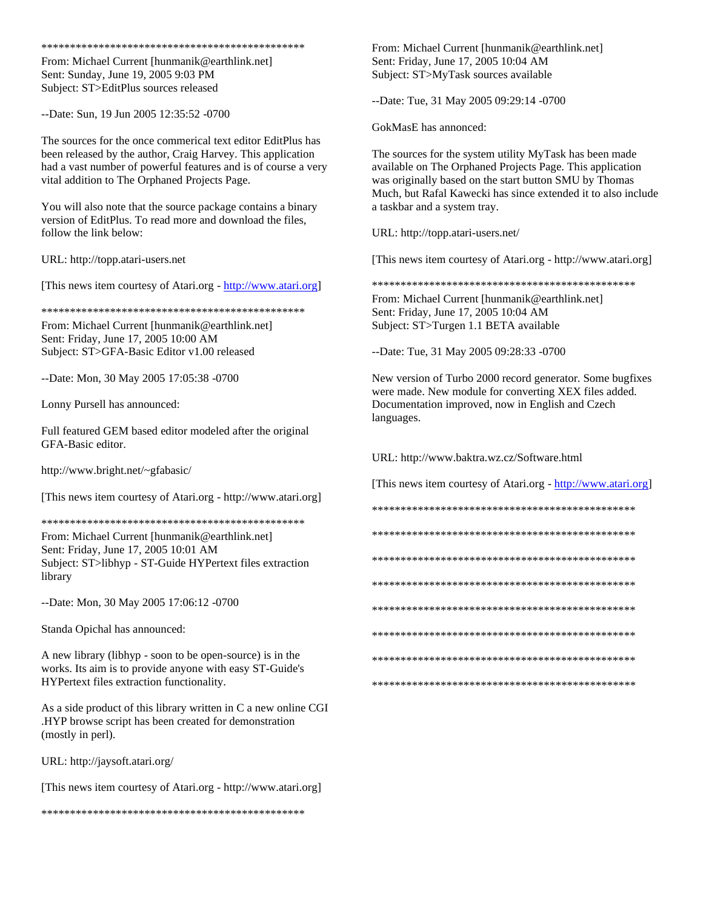\*\*\*\*\*\*\*\*\*\*\*\*\*\*\*\*\*\*\*\*\*\*\*\*\*\*\*\*\*\*\*\*\*\*\*\*\*\*\*\*\*\*\*\*\*\*\*\*

From: Michael Current [hunmanik@earthlink.net]
Sent: Sunday, June 19, 2005 9:03 PM
Subject: ST>EditPlus sources released

--Date: Sun, 19 Jun 2005 12:35:52 -0700

The sources for the once commerical text editor EditPlus has been released by the author, Craig Harvey. This application had a vast number of powerful features and is of course a very vital addition to The Orphaned Projects Page.

You will also note that the source package contains a binary version of EditPlus. To read more and download the files, follow the link below:

URL: http://topp.atari-users.net

[This news item courtesy of Atari.org - http://www.atari.org]

\*\*\*\*\*\*\*\*\*\*\*\*\*\*\*\*\*\*\*\*\*\*\*\*\*\*\*\*\*\*\*\*\*\*\*\*\*\*\*\*\*\*\*\*\*\*\*\*

From: Michael Current [hunmanik@earthlink.net]
Sent: Friday, June 17, 2005 10:00 AM
Subject: ST>GFA-Basic Editor v1.00 released

--Date: Mon, 30 May 2005 17:05:38 -0700

Lonny Pursell has announced:

Full featured GEM based editor modeled after the original GFA-Basic editor.

http://www.bright.net/~gfabasic/

[This news item courtesy of Atari.org - http://www.atari.org]

\*\*\*\*\*\*\*\*\*\*\*\*\*\*\*\*\*\*\*\*\*\*\*\*\*\*\*\*\*\*\*\*\*\*\*\*\*\*\*\*\*\*\*\*\*\*\*\*

From: Michael Current [hunmanik@earthlink.net]
Sent: Friday, June 17, 2005 10:01 AM
Subject: ST>libhyp - ST-Guide HYPertext files extraction library

--Date: Mon, 30 May 2005 17:06:12 -0700

Standa Opichal has announced:

A new library (libhyp - soon to be open-source) is in the works. Its aim is to provide anyone with easy ST-Guide's HYPertext files extraction functionality.

As a side product of this library written in C a new online CGI .HYP browse script has been created for demonstration (mostly in perl).

URL: http://jaysoft.atari.org/

[This news item courtesy of Atari.org - http://www.atari.org]

\*\*\*\*\*\*\*\*\*\*\*\*\*\*\*\*\*\*\*\*\*\*\*\*\*\*\*\*\*\*\*\*\*\*\*\*\*\*\*\*\*\*\*\*\*\*\*\*

From: Michael Current [hunmanik@earthlink.net]
Sent: Friday, June 17, 2005 10:04 AM
Subject: ST>MyTask sources available

--Date: Tue, 31 May 2005 09:29:14 -0700

GokMasE has annonced:

The sources for the system utility MyTask has been made available on The Orphaned Projects Page. This application was originally based on the start button SMU by Thomas Much, but Rafal Kawecki has since extended it to also include a taskbar and a system tray.

URL: http://topp.atari-users.net/

[This news item courtesy of Atari.org - http://www.atari.org]

\*\*\*\*\*\*\*\*\*\*\*\*\*\*\*\*\*\*\*\*\*\*\*\*\*\*\*\*\*\*\*\*\*\*\*\*\*\*\*\*\*\*\*\*\*\*\*\*

From: Michael Current [hunmanik@earthlink.net]
Sent: Friday, June 17, 2005 10:04 AM
Subject: ST>Turgen 1.1 BETA available

--Date: Tue, 31 May 2005 09:28:33 -0700

New version of Turbo 2000 record generator. Some bugfixes were made. New module for converting XEX files added. Documentation improved, now in English and Czech languages.

URL: http://www.baktra.wz.cz/Software.html

[This news item courtesy of Atari.org - http://www.atari.org]

\*\*\*\*\*\*\*\*\*\*\*\*\*\*\*\*\*\*\*\*\*\*\*\*\*\*\*\*\*\*\*\*\*\*\*\*\*\*\*\*\*\*\*\*\*\*\*\*

\*\*\*\*\*\*\*\*\*\*\*\*\*\*\*\*\*\*\*\*\*\*\*\*\*\*\*\*\*\*\*\*\*\*\*\*\*\*\*\*\*\*\*\*\*\*\*\*

\*\*\*\*\*\*\*\*\*\*\*\*\*\*\*\*\*\*\*\*\*\*\*\*\*\*\*\*\*\*\*\*\*\*\*\*\*\*\*\*\*\*\*\*\*\*\*\*

\*\*\*\*\*\*\*\*\*\*\*\*\*\*\*\*\*\*\*\*\*\*\*\*\*\*\*\*\*\*\*\*\*\*\*\*\*\*\*\*\*\*\*\*\*\*\*\*

\*\*\*\*\*\*\*\*\*\*\*\*\*\*\*\*\*\*\*\*\*\*\*\*\*\*\*\*\*\*\*\*\*\*\*\*\*\*\*\*\*\*\*\*\*\*\*\*

\*\*\*\*\*\*\*\*\*\*\*\*\*\*\*\*\*\*\*\*\*\*\*\*\*\*\*\*\*\*\*\*\*\*\*\*\*\*\*\*\*\*\*\*\*\*\*\*

\*\*\*\*\*\*\*\*\*\*\*\*\*\*\*\*\*\*\*\*\*\*\*\*\*\*\*\*\*\*\*\*\*\*\*\*\*\*\*\*\*\*\*\*\*\*\*\*

\*\*\*\*\*\*\*\*\*\*\*\*\*\*\*\*\*\*\*\*\*\*\*\*\*\*\*\*\*\*\*\*\*\*\*\*\*\*\*\*\*\*\*\*\*\*\*\*